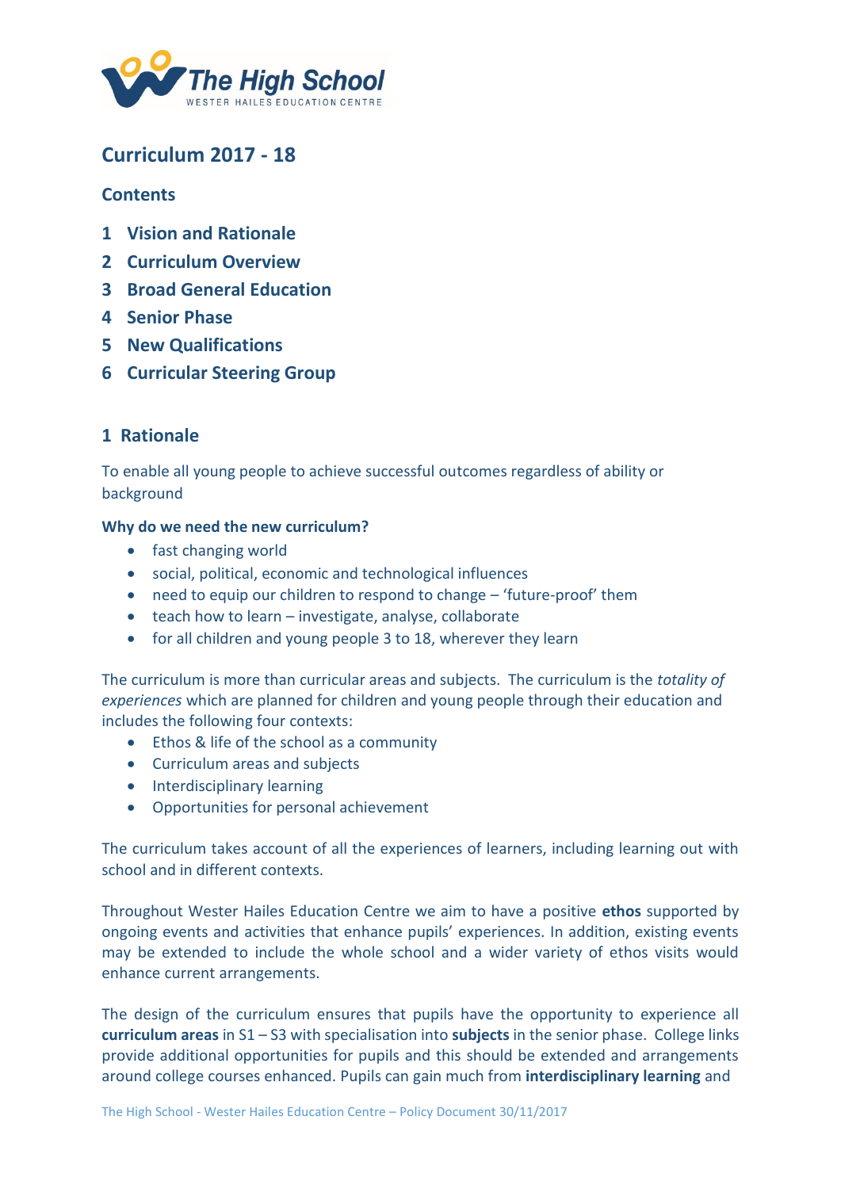The High School

WESTER HAILES EDUCATION CENTRE

# Curriculum 2017 - 18

## Contents

1 **Vision and Rationale**
2 **Curriculum Overview**
3 **Broad General Education**
4 **Senior Phase**
5 **New Qualifications**
6 **Curricular Steering Group**

## 1 Rationale

To enable all young people to achieve successful outcomes regardless of ability or background

**Why do we need the new curriculum?**

- fast changing world
- social, political, economic and technological influences
- need to equip our children to respond to change – 'future-proof' them
- teach how to learn – investigate, analyse, collaborate
- for all children and young people 3 to 18, wherever they learn

The curriculum is more than curricular areas and subjects. The curriculum is the *totality of experiences* which are planned for children and young people through their education and includes the following four contexts:

- Ethos & life of the school as a community
- Curriculum areas and subjects
- Interdisciplinary learning
- Opportunities for personal achievement

The curriculum takes account of all the experiences of learners, including learning out with school and in different contexts.

Throughout Wester Hailes Education Centre we aim to have a positive **ethos** supported by ongoing events and activities that enhance pupils' experiences. In addition, existing events may be extended to include the whole school and a wider variety of ethos visits would enhance current arrangements.

The design of the curriculum ensures that pupils have the opportunity to experience all **curriculum areas** in S1 – S3 with specialisation into **subjects** in the senior phase. College links provide additional opportunities for pupils and this should be extended and arrangements around college courses enhanced. Pupils can gain much from **interdisciplinary learning** and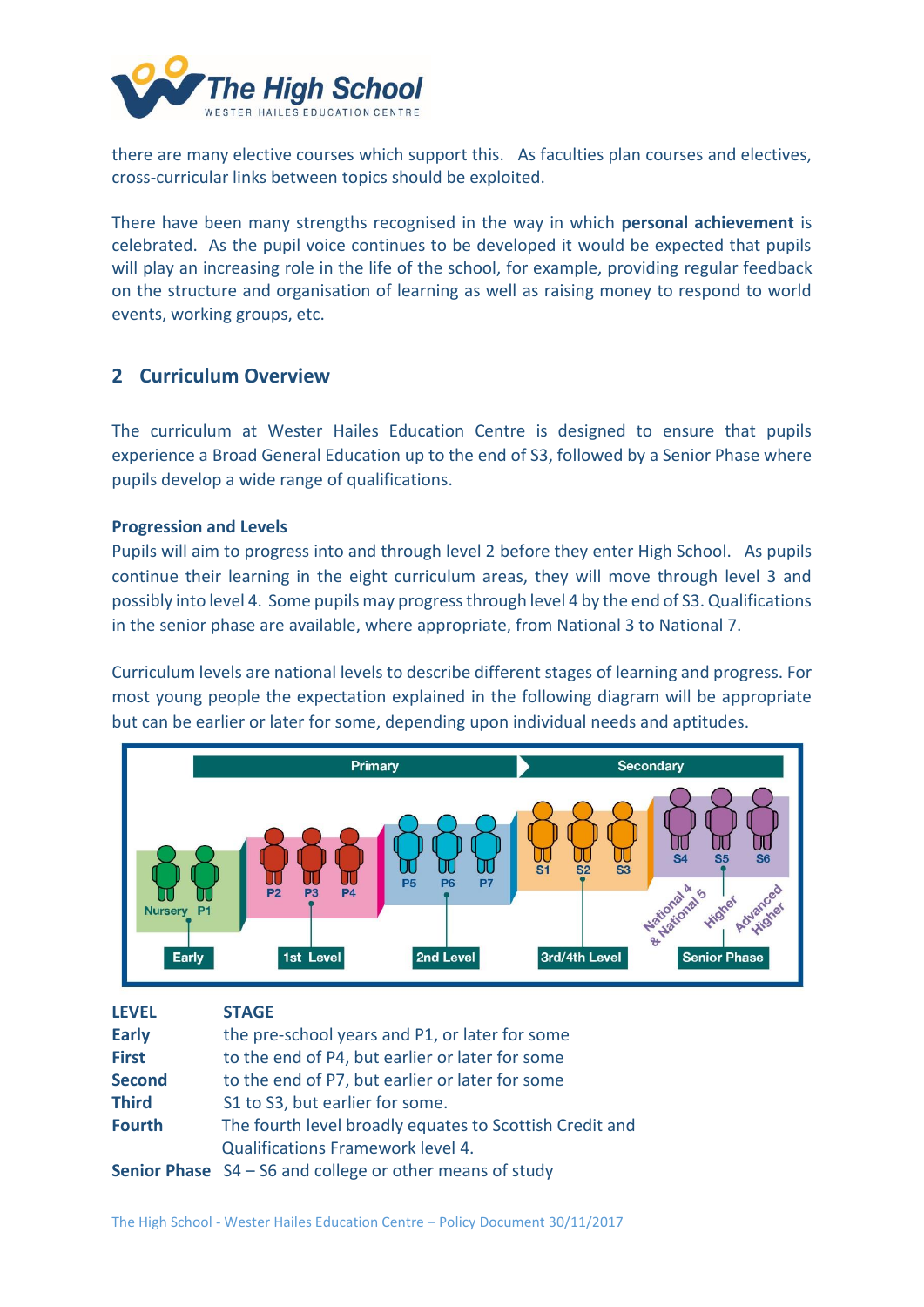there are many elective courses which support this. As faculties plan courses and electives, cross-curricular links between topics should be exploited.

There have been many strengths recognised in the way in which **personal achievement** is celebrated. As the pupil voice continues to be developed it would be expected that pupils will play an increasing role in the life of the school, for example, providing regular feedback on the structure and organisation of learning as well as raising money to respond to world events, working groups, etc.

## 2 Curriculum Overview

The curriculum at Wester Hailes Education Centre is designed to ensure that pupils experience a Broad General Education up to the end of S3, followed by a Senior Phase where pupils develop a wide range of qualifications.

### Progression and Levels

Pupils will aim to progress into and through level 2 before they enter High School. As pupils continue their learning in the eight curriculum areas, they will move through level 3 and possibly into level 4. Some pupils may progress through level 4 by the end of S3. Qualifications in the senior phase are available, where appropriate, from National 3 to National 7.

Curriculum levels are national levels to describe different stages of learning and progress. For most young people the expectation explained in the following diagram will be appropriate but can be earlier or later for some, depending upon individual needs and aptitudes.

| LEVEL | STAGE |
|---|---|
| **Early** | the pre-school years and P1, or later for some |
| **First** | to the end of P4, but earlier or later for some |
| **Second** | to the end of P7, but earlier or later for some |
| **Third** | S1 to S3, but earlier for some. |
| **Fourth** | The fourth level broadly equates to Scottish Credit and Qualifications Framework level 4. |
| **Senior Phase** | S4 – S6 and college or other means of study |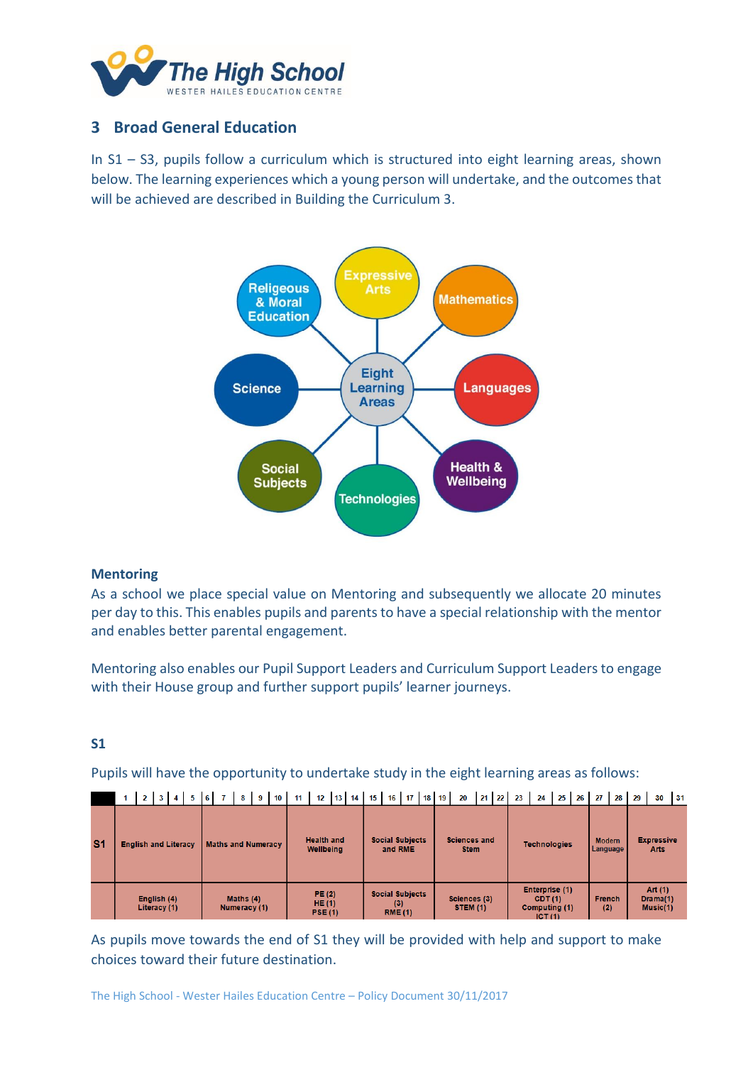## 3 Broad General Education

In S1 – S3, pupils follow a curriculum which is structured into eight learning areas, shown below. The learning experiences which a young person will undertake, and the outcomes that will be achieved are described in Building the Curriculum 3.

Eight Learning Areas: Religeous & Moral Education, Expressive Arts, Mathematics, Languages, Health & Wellbeing, Technologies, Social Subjects, Science

**Mentoring**

As a school we place special value on Mentoring and subsequently we allocate 20 minutes per day to this. This enables pupils and parents to have a special relationship with the mentor and enables better parental engagement.

Mentoring also enables our Pupil Support Leaders and Curriculum Support Leaders to engage with their House group and further support pupils' learner journeys.

**S1**

Pupils will have the opportunity to undertake study in the eight learning areas as follows:

| | 1–5 | 6–10 | 11–14 | 15–18 | 19–22 | 23–26 | 27–28 | 29–31 |
|---|---|---|---|---|---|---|---|---|
| S1 | English and Literacy | Maths and Numeracy | Health and Wellbeing | Social Subjects and RME | Sciences and Stem | Technologies | Modern Language | Expressive Arts |
| | English (4) Literacy (1) | Maths (4) Numeracy (1) | PE (2) HE (1) PSE (1) | Social Subjects (3) RME (1) | Sciences (3) STEM (1) | Enterprise (1) CDT (1) Computing (1) ICT (1) | French (2) | Art (1) Drama(1) Music(1) |

As pupils move towards the end of S1 they will be provided with help and support to make choices toward their future destination.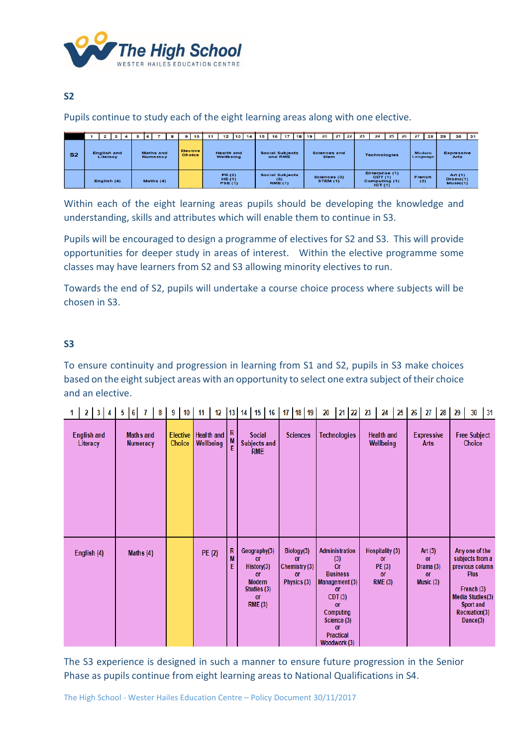The High School
WESTER HAILES EDUCATION CENTRE

## S2

Pupils continue to study each of the eight learning areas along with one elective.

| | 1 2 3 4 | 5 6 7 8 | 9 10 | 11 12 13 14 | 15 16 17 18 19 | 20 21 22 | 23 24 25 26 | 27 28 | 29 30 31 |
|---|---|---|---|---|---|---|---|---|---|
| S2 | English and Literacy | Maths and Numeracy | Elective Choice | Health and Wellbeing | Social Subjects and RME | Sciences and Stem | Technologies | Modern Language | Expressive Arts |
| | English (4) | Maths (4) | | PE (2) HE (1) PSE (1) | Social Subjects (3) RME (1) | Sciences (3) STEM (1) | Enterprise (1) CDT (1) Computing (1) ICT (1) | French (2) | Art (1) Drama (1) Music (1) |

Within each of the eight learning areas pupils should be developing the knowledge and understanding, skills and attributes which will enable them to continue in S3.

Pupils will be encouraged to design a programme of electives for S2 and S3. This will provide opportunities for deeper study in areas of interest. Within the elective programme some classes may have learners from S2 and S3 allowing minority electives to run.

Towards the end of S2, pupils will undertake a course choice process where subjects will be chosen in S3.

## S3

To ensure continuity and progression in learning from S1 and S2, pupils in S3 make choices based on the eight subject areas with an opportunity to select one extra subject of their choice and an elective.

| 1 2 3 4 | 5 6 7 8 | 9 10 | 11 12 | 13 | 14 15 16 | 17 18 19 | 20 21 22 | 23 24 25 | 26 27 28 | 29 30 31 |
|---|---|---|---|---|---|---|---|---|---|---|
| English and Literacy | Maths and Numeracy | Elective Choice | Health and Wellbeing | RME | Social Subjects and RME | Sciences | Technologies | Health and Wellbeing | Expressive Arts | Free Subject Choice |
| English (4) | Maths (4) | | PE (2) | RME | Geography(3) or History(3) or Modern Studies (3) or RME (3) | Biology(3) or Chemistry (3) or Physics (3) | Administration (3) Or Business Management (3) or CDT (3) or Computing Science (3) or Practical Woodwork (3) | Hospitality (3) or PE (3) or RME (3) | Art (3) or Drama (3) or Music (3) | Any one of the subjects from a previous column Plus French (3) Media Studies(3) Sport and Recreation(3) Dance(3) |

The S3 experience is designed in such a manner to ensure future progression in the Senior Phase as pupils continue from eight learning areas to National Qualifications in S4.

The High School - Wester Hailes Education Centre – Policy Document 30/11/2017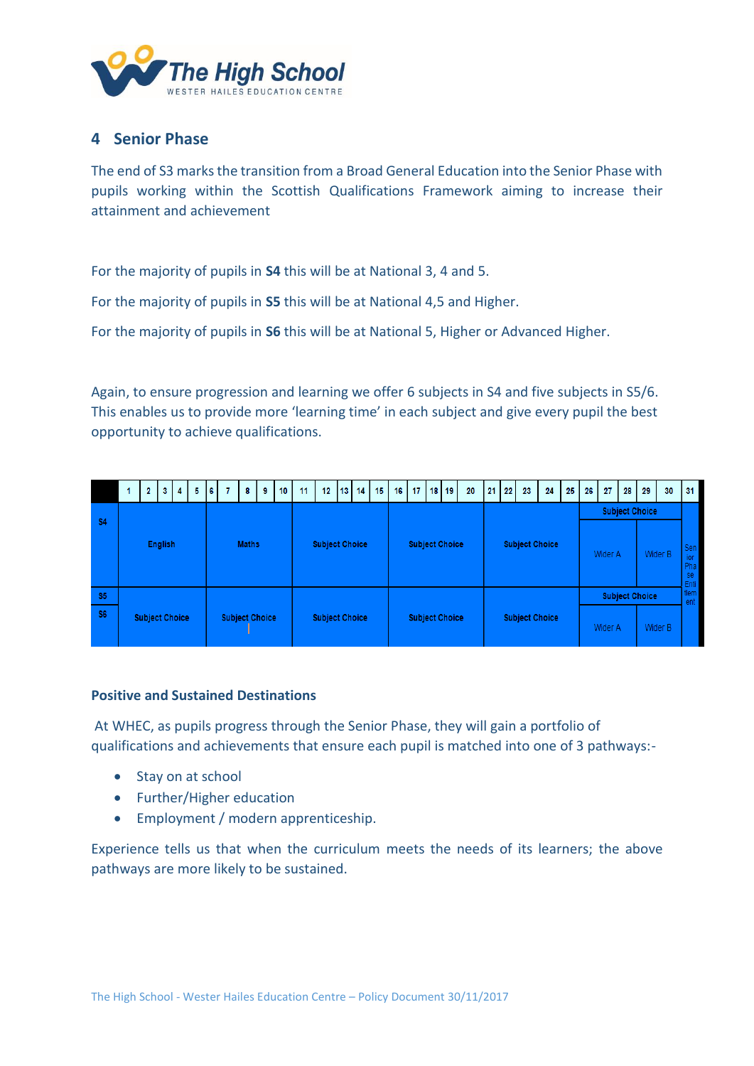## 4 Senior Phase

The end of S3 marks the transition from a Broad General Education into the Senior Phase with pupils working within the Scottish Qualifications Framework aiming to increase their attainment and achievement

For the majority of pupils in **S4** this will be at National 3, 4 and 5.

For the majority of pupils in **S5** this will be at National 4,5 and Higher.

For the majority of pupils in **S6** this will be at National 5, Higher or Advanced Higher.

Again, to ensure progression and learning we offer 6 subjects in S4 and five subjects in S5/6. This enables us to provide more 'learning time' in each subject and give every pupil the best opportunity to achieve qualifications.

| | 1 2 3 4 5 | 6 7 8 9 10 | 11 12 13 14 15 | 16 17 18 19 20 | 21 22 23 24 25 | 26 27 28 | 29 30 | 31 |
|---|---|---|---|---|---|---|---|---|
| S4 | English | Maths | Subject Choice | Subject Choice | Subject Choice | Subject Choice | | Senior Phase Entitlement |
| | | | | | | Wider A | Wider B | |
| S5 / S6 | Subject Choice | Subject Choice | Subject Choice | Subject Choice | Subject Choice | Subject Choice | | |
| | | | | | | Wider A | Wider B | |

### Positive and Sustained Destinations

At WHEC, as pupils progress through the Senior Phase, they will gain a portfolio of qualifications and achievements that ensure each pupil is matched into one of 3 pathways:-

- Stay on at school
- Further/Higher education
- Employment / modern apprenticeship.

Experience tells us that when the curriculum meets the needs of its learners; the above pathways are more likely to be sustained.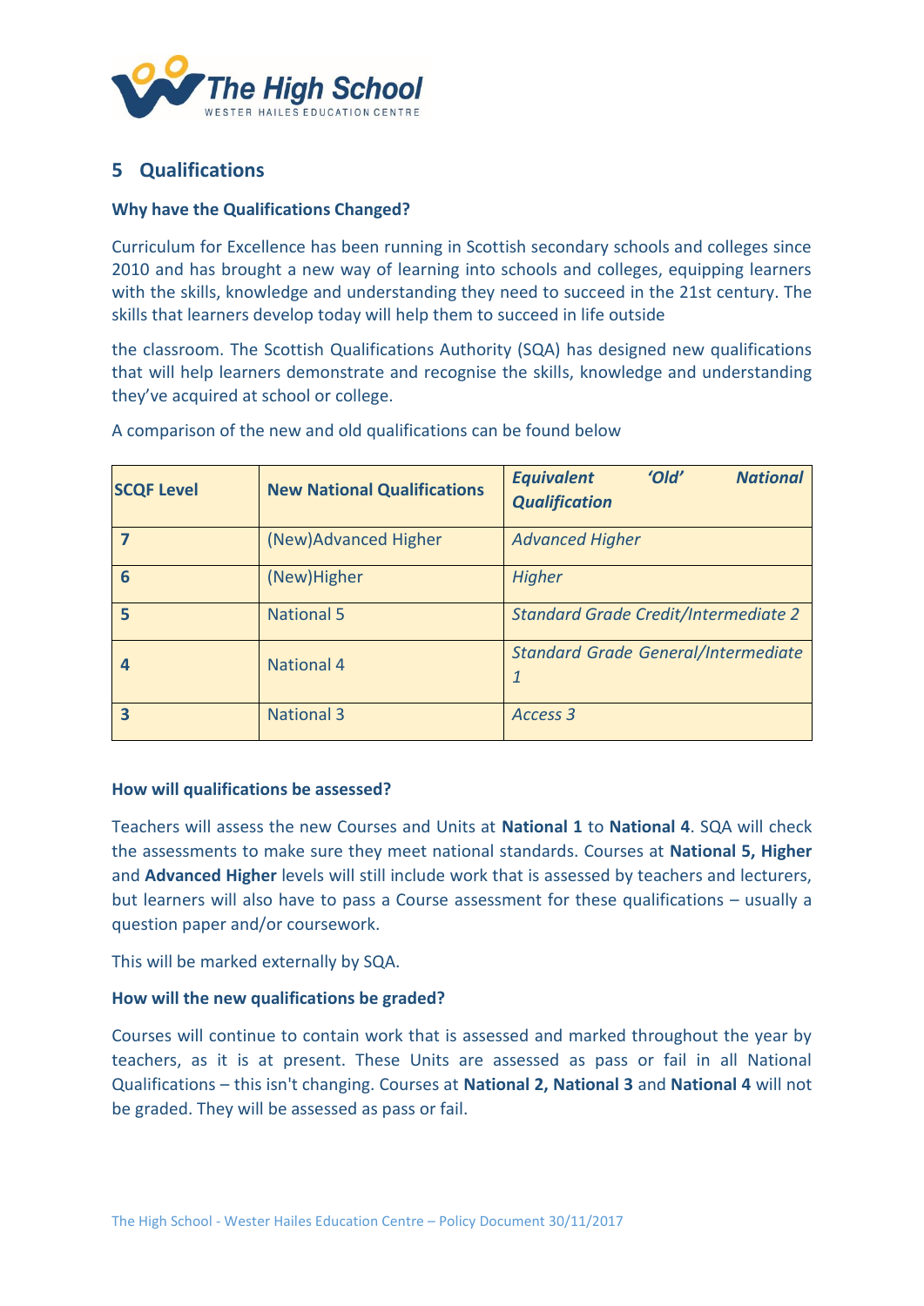## 5 Qualifications

**Why have the Qualifications Changed?**

Curriculum for Excellence has been running in Scottish secondary schools and colleges since 2010 and has brought a new way of learning into schools and colleges, equipping learners with the skills, knowledge and understanding they need to succeed in the 21st century. The skills that learners develop today will help them to succeed in life outside

the classroom. The Scottish Qualifications Authority (SQA) has designed new qualifications that will help learners demonstrate and recognise the skills, knowledge and understanding they've acquired at school or college.

A comparison of the new and old qualifications can be found below

| **SCQF Level** | **New National Qualifications** | ***Equivalent 'Old' National Qualification*** |
|---|---|---|
| **7** | (New)Advanced Higher | *Advanced Higher* |
| **6** | (New)Higher | *Higher* |
| **5** | National 5 | *Standard Grade Credit/Intermediate 2* |
| **4** | National 4 | *Standard Grade General/Intermediate 1* |
| **3** | National 3 | *Access 3* |

**How will qualifications be assessed?**

Teachers will assess the new Courses and Units at **National 1** to **National 4**. SQA will check the assessments to make sure they meet national standards. Courses at **National 5, Higher** and **Advanced Higher** levels will still include work that is assessed by teachers and lecturers, but learners will also have to pass a Course assessment for these qualifications – usually a question paper and/or coursework.

This will be marked externally by SQA.

**How will the new qualifications be graded?**

Courses will continue to contain work that is assessed and marked throughout the year by teachers, as it is at present. These Units are assessed as pass or fail in all National Qualifications – this isn't changing. Courses at **National 2, National 3** and **National 4** will not be graded. They will be assessed as pass or fail.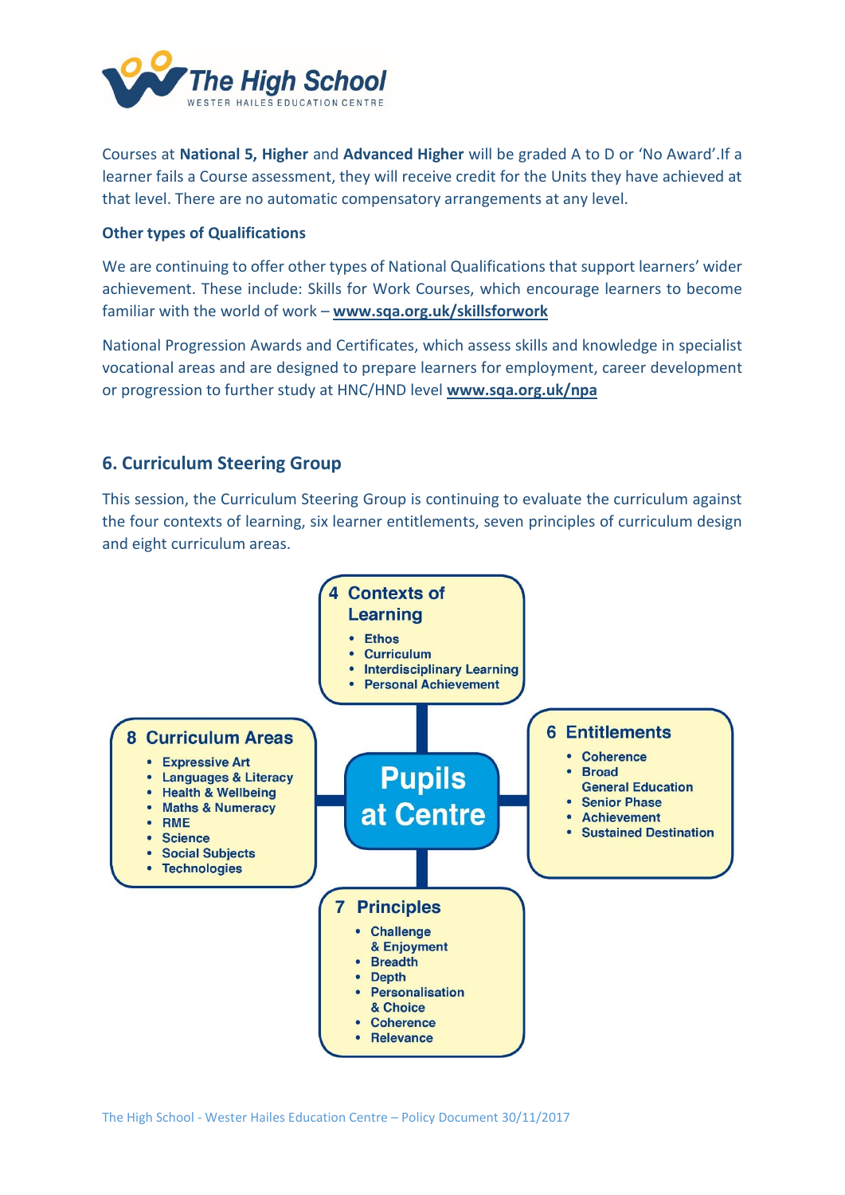Courses at **National 5, Higher** and **Advanced Higher** will be graded A to D or 'No Award'.If a learner fails a Course assessment, they will receive credit for the Units they have achieved at that level. There are no automatic compensatory arrangements at any level.

**Other types of Qualifications**

We are continuing to offer other types of National Qualifications that support learners' wider achievement. These include: Skills for Work Courses, which encourage learners to become familiar with the world of work – **www.sqa.org.uk/skillsforwork**

National Progression Awards and Certificates, which assess skills and knowledge in specialist vocational areas and are designed to prepare learners for employment, career development or progression to further study at HNC/HND level **www.sqa.org.uk/npa**

## 6. Curriculum Steering Group

This session, the Curriculum Steering Group is continuing to evaluate the curriculum against the four contexts of learning, six learner entitlements, seven principles of curriculum design and eight curriculum areas.

Pupils at Centre

4 Contexts of Learning
- Ethos
- Curriculum
- Interdisciplinary Learning
- Personal Achievement

8 Curriculum Areas
- Expressive Art
- Languages & Literacy
- Health & Wellbeing
- Maths & Numeracy
- RME
- Science
- Social Subjects
- Technologies

6 Entitlements
- Coherence
- Broad General Education
- Senior Phase
- Achievement
- Sustained Destination

7 Principles
- Challenge & Enjoyment
- Breadth
- Depth
- Personalisation & Choice
- Coherence
- Relevance